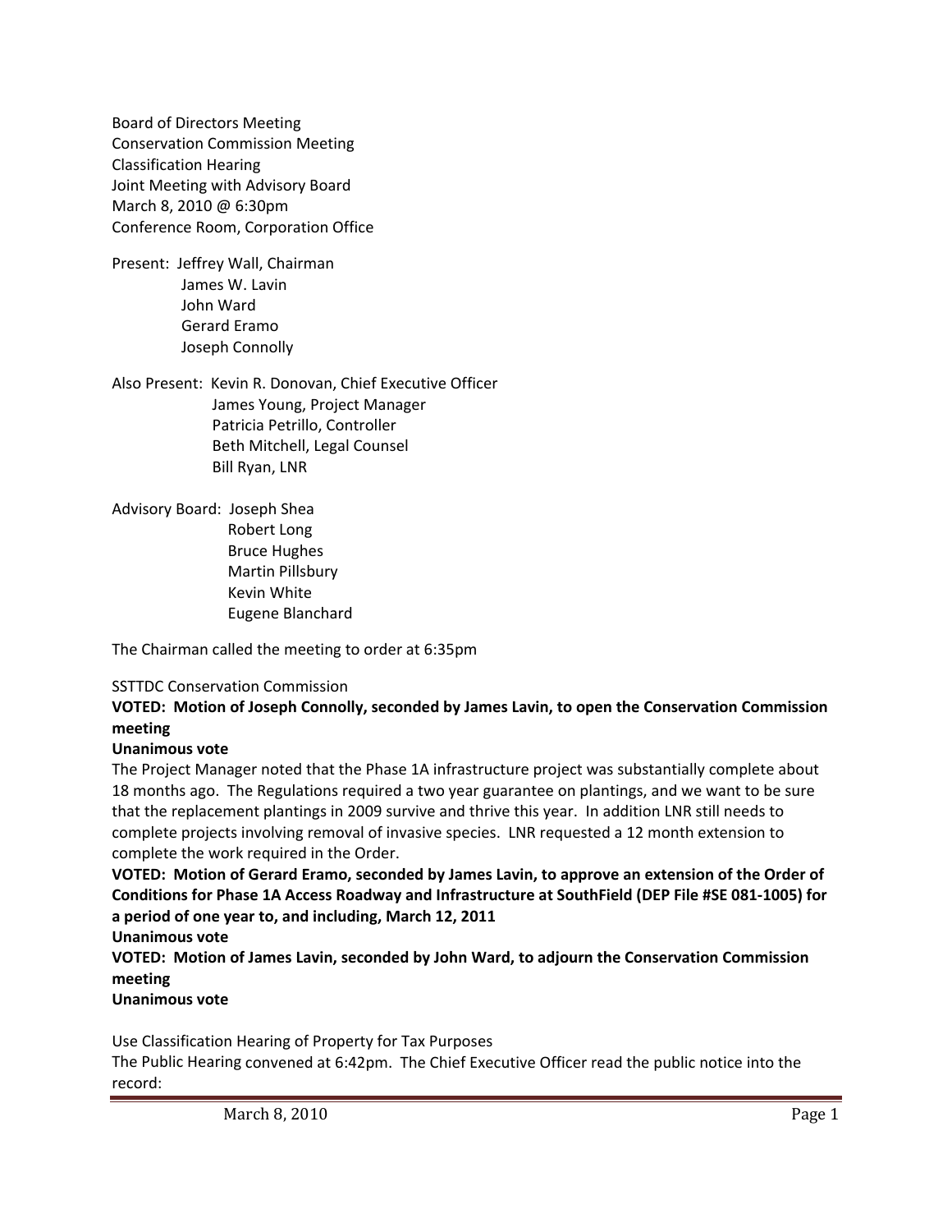Board of Directors Meeting
Conservation Commission Meeting
Classification Hearing
Joint Meeting with Advisory Board
March 8, 2010 @ 6:30pm
Conference Room, Corporation Office

Present: Jeffrey Wall, Chairman
James W. Lavin
John Ward
Gerard Eramo
Joseph Connolly

Also Present: Kevin R. Donovan, Chief Executive Officer
James Young, Project Manager
Patricia Petrillo, Controller
Beth Mitchell, Legal Counsel
Bill Ryan, LNR

Advisory Board: Joseph Shea
Robert Long
Bruce Hughes
Martin Pillsbury
Kevin White
Eugene Blanchard

The Chairman called the meeting to order at 6:35pm

SSTTDC Conservation Commission

**VOTED: Motion of Joseph Connolly, seconded by James Lavin, to open the Conservation Commission meeting**

**Unanimous vote**

The Project Manager noted that the Phase 1A infrastructure project was substantially complete about 18 months ago. The Regulations required a two year guarantee on plantings, and we want to be sure that the replacement plantings in 2009 survive and thrive this year. In addition LNR still needs to complete projects involving removal of invasive species. LNR requested a 12 month extension to complete the work required in the Order.

**VOTED: Motion of Gerard Eramo, seconded by James Lavin, to approve an extension of the Order of Conditions for Phase 1A Access Roadway and Infrastructure at SouthField (DEP File #SE 081-1005) for a period of one year to, and including, March 12, 2011**

**Unanimous vote**

**VOTED: Motion of James Lavin, seconded by John Ward, to adjourn the Conservation Commission meeting**

**Unanimous vote**

Use Classification Hearing of Property for Tax Purposes

The Public Hearing convened at 6:42pm. The Chief Executive Officer read the public notice into the record: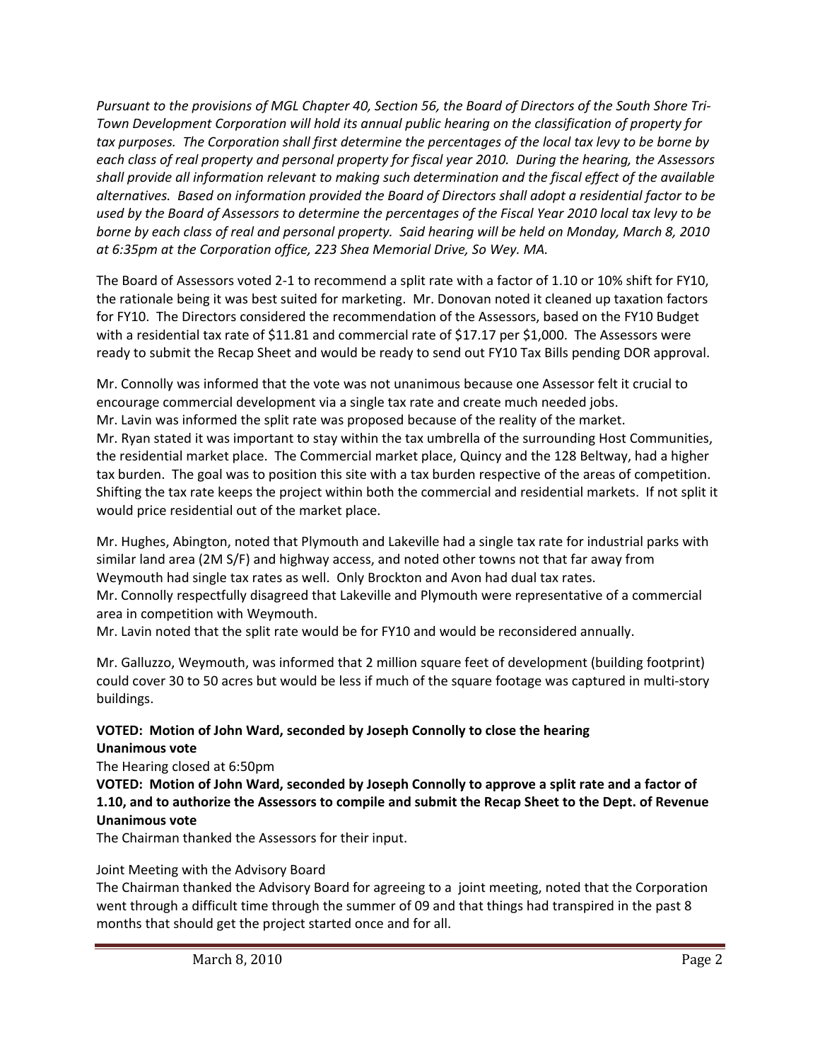*Pursuant to the provisions of MGL Chapter 40, Section 56, the Board of Directors of the South Shore Tri-Town Development Corporation will hold its annual public hearing on the classification of property for tax purposes. The Corporation shall first determine the percentages of the local tax levy to be borne by each class of real property and personal property for fiscal year 2010. During the hearing, the Assessors shall provide all information relevant to making such determination and the fiscal effect of the available alternatives. Based on information provided the Board of Directors shall adopt a residential factor to be used by the Board of Assessors to determine the percentages of the Fiscal Year 2010 local tax levy to be borne by each class of real and personal property. Said hearing will be held on Monday, March 8, 2010 at 6:35pm at the Corporation office, 223 Shea Memorial Drive, So Wey. MA.*

The Board of Assessors voted 2-1 to recommend a split rate with a factor of 1.10 or 10% shift for FY10, the rationale being it was best suited for marketing. Mr. Donovan noted it cleaned up taxation factors for FY10. The Directors considered the recommendation of the Assessors, based on the FY10 Budget with a residential tax rate of $11.81 and commercial rate of $17.17 per $1,000. The Assessors were ready to submit the Recap Sheet and would be ready to send out FY10 Tax Bills pending DOR approval.

Mr. Connolly was informed that the vote was not unanimous because one Assessor felt it crucial to encourage commercial development via a single tax rate and create much needed jobs.
Mr. Lavin was informed the split rate was proposed because of the reality of the market.
Mr. Ryan stated it was important to stay within the tax umbrella of the surrounding Host Communities, the residential market place. The Commercial market place, Quincy and the 128 Beltway, had a higher tax burden. The goal was to position this site with a tax burden respective of the areas of competition. Shifting the tax rate keeps the project within both the commercial and residential markets. If not split it would price residential out of the market place.

Mr. Hughes, Abington, noted that Plymouth and Lakeville had a single tax rate for industrial parks with similar land area (2M S/F) and highway access, and noted other towns not that far away from Weymouth had single tax rates as well. Only Brockton and Avon had dual tax rates.
Mr. Connolly respectfully disagreed that Lakeville and Plymouth were representative of a commercial area in competition with Weymouth.
Mr. Lavin noted that the split rate would be for FY10 and would be reconsidered annually.

Mr. Galluzzo, Weymouth, was informed that 2 million square feet of development (building footprint) could cover 30 to 50 acres but would be less if much of the square footage was captured in multi-story buildings.

**VOTED: Motion of John Ward, seconded by Joseph Connolly to close the hearing**
**Unanimous vote**
The Hearing closed at 6:50pm
**VOTED: Motion of John Ward, seconded by Joseph Connolly to approve a split rate and a factor of 1.10, and to authorize the Assessors to compile and submit the Recap Sheet to the Dept. of Revenue**
**Unanimous vote**
The Chairman thanked the Assessors for their input.

Joint Meeting with the Advisory Board
The Chairman thanked the Advisory Board for agreeing to a joint meeting, noted that the Corporation went through a difficult time through the summer of 09 and that things had transpired in the past 8 months that should get the project started once and for all.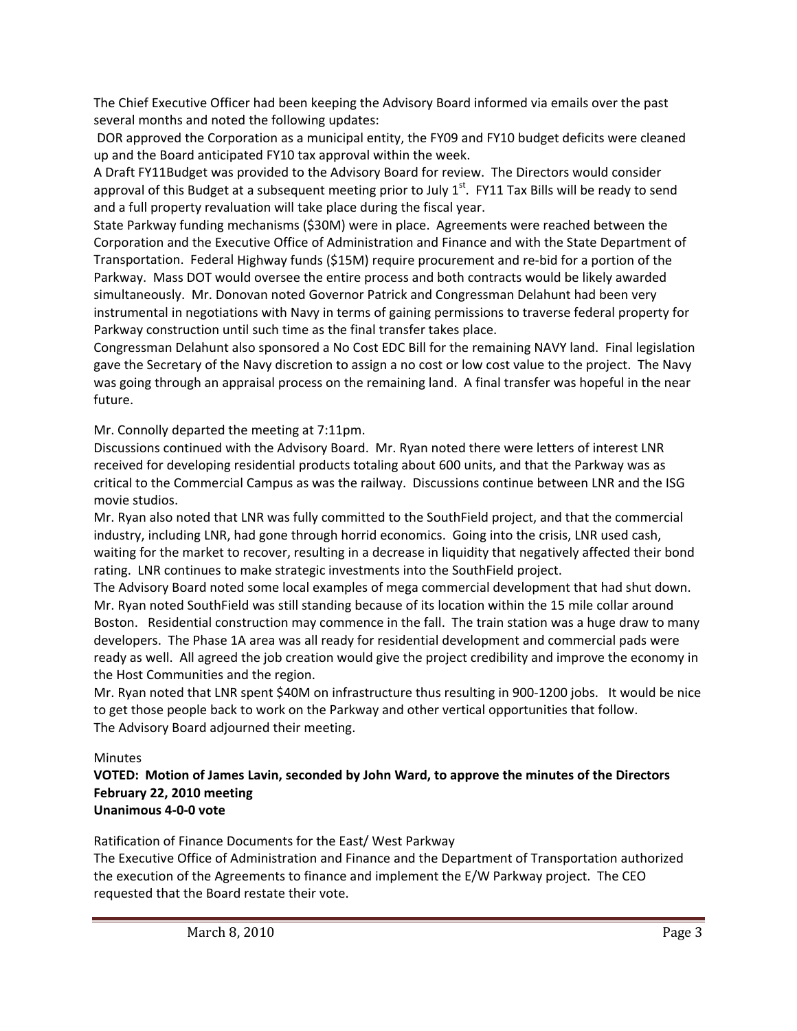The Chief Executive Officer had been keeping the Advisory Board informed via emails over the past several months and noted the following updates:

DOR approved the Corporation as a municipal entity, the FY09 and FY10 budget deficits were cleaned up and the Board anticipated FY10 tax approval within the week.

A Draft FY11Budget was provided to the Advisory Board for review. The Directors would consider approval of this Budget at a subsequent meeting prior to July 1st. FY11 Tax Bills will be ready to send and a full property revaluation will take place during the fiscal year.

State Parkway funding mechanisms ($30M) were in place. Agreements were reached between the Corporation and the Executive Office of Administration and Finance and with the State Department of Transportation. Federal Highway funds ($15M) require procurement and re-bid for a portion of the Parkway. Mass DOT would oversee the entire process and both contracts would be likely awarded simultaneously. Mr. Donovan noted Governor Patrick and Congressman Delahunt had been very instrumental in negotiations with Navy in terms of gaining permissions to traverse federal property for Parkway construction until such time as the final transfer takes place.

Congressman Delahunt also sponsored a No Cost EDC Bill for the remaining NAVY land. Final legislation gave the Secretary of the Navy discretion to assign a no cost or low cost value to the project. The Navy was going through an appraisal process on the remaining land. A final transfer was hopeful in the near future.

Mr. Connolly departed the meeting at 7:11pm.

Discussions continued with the Advisory Board. Mr. Ryan noted there were letters of interest LNR received for developing residential products totaling about 600 units, and that the Parkway was as critical to the Commercial Campus as was the railway. Discussions continue between LNR and the ISG movie studios.

Mr. Ryan also noted that LNR was fully committed to the SouthField project, and that the commercial industry, including LNR, had gone through horrid economics. Going into the crisis, LNR used cash, waiting for the market to recover, resulting in a decrease in liquidity that negatively affected their bond rating. LNR continues to make strategic investments into the SouthField project.

The Advisory Board noted some local examples of mega commercial development that had shut down. Mr. Ryan noted SouthField was still standing because of its location within the 15 mile collar around Boston. Residential construction may commence in the fall. The train station was a huge draw to many developers. The Phase 1A area was all ready for residential development and commercial pads were ready as well. All agreed the job creation would give the project credibility and improve the economy in the Host Communities and the region.

Mr. Ryan noted that LNR spent $40M on infrastructure thus resulting in 900-1200 jobs. It would be nice to get those people back to work on the Parkway and other vertical opportunities that follow.

The Advisory Board adjourned their meeting.

Minutes

**VOTED: Motion of James Lavin, seconded by John Ward, to approve the minutes of the Directors February 22, 2010 meeting**
**Unanimous 4-0-0 vote**

Ratification of Finance Documents for the East/ West Parkway

The Executive Office of Administration and Finance and the Department of Transportation authorized the execution of the Agreements to finance and implement the E/W Parkway project. The CEO requested that the Board restate their vote.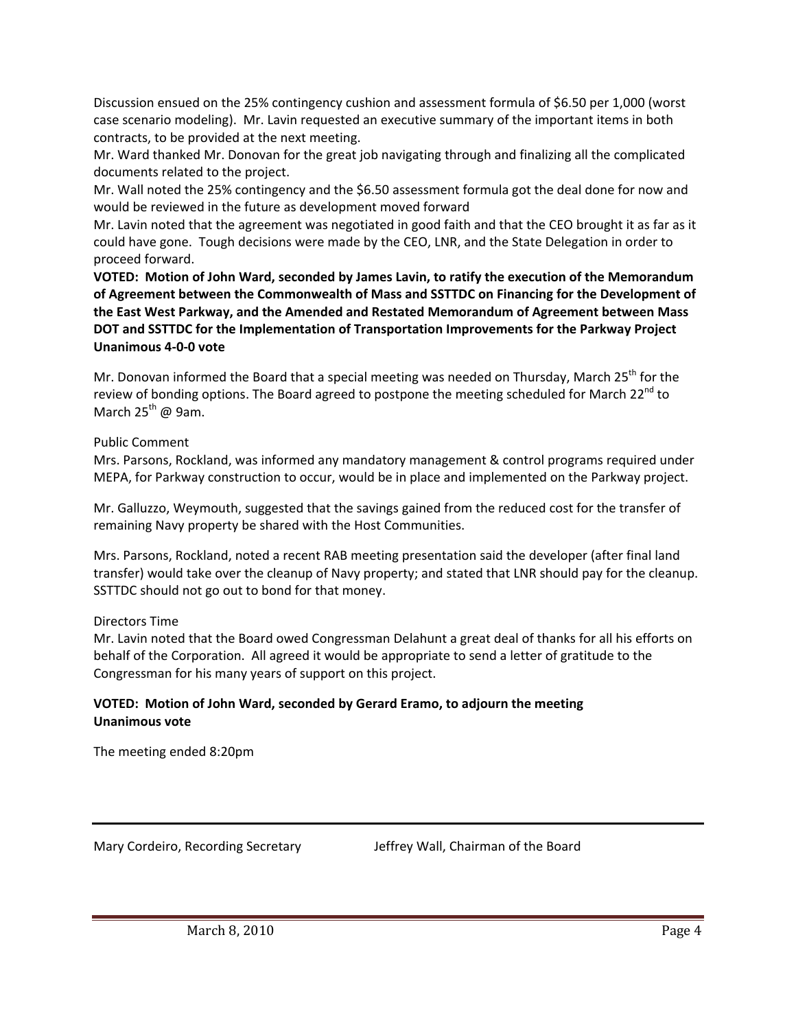Discussion ensued on the 25% contingency cushion and assessment formula of $6.50 per 1,000 (worst case scenario modeling). Mr. Lavin requested an executive summary of the important items in both contracts, to be provided at the next meeting.

Mr. Ward thanked Mr. Donovan for the great job navigating through and finalizing all the complicated documents related to the project.

Mr. Wall noted the 25% contingency and the $6.50 assessment formula got the deal done for now and would be reviewed in the future as development moved forward

Mr. Lavin noted that the agreement was negotiated in good faith and that the CEO brought it as far as it could have gone. Tough decisions were made by the CEO, LNR, and the State Delegation in order to proceed forward.

**VOTED: Motion of John Ward, seconded by James Lavin, to ratify the execution of the Memorandum of Agreement between the Commonwealth of Mass and SSTTDC on Financing for the Development of the East West Parkway, and the Amended and Restated Memorandum of Agreement between Mass DOT and SSTTDC for the Implementation of Transportation Improvements for the Parkway Project**
**Unanimous 4-0-0 vote**

Mr. Donovan informed the Board that a special meeting was needed on Thursday, March 25th for the review of bonding options. The Board agreed to postpone the meeting scheduled for March 22nd to March 25th @ 9am.

Public Comment

Mrs. Parsons, Rockland, was informed any mandatory management & control programs required under MEPA, for Parkway construction to occur, would be in place and implemented on the Parkway project.

Mr. Galluzzo, Weymouth, suggested that the savings gained from the reduced cost for the transfer of remaining Navy property be shared with the Host Communities.

Mrs. Parsons, Rockland, noted a recent RAB meeting presentation said the developer (after final land transfer) would take over the cleanup of Navy property; and stated that LNR should pay for the cleanup. SSTTDC should not go out to bond for that money.

Directors Time

Mr. Lavin noted that the Board owed Congressman Delahunt a great deal of thanks for all his efforts on behalf of the Corporation. All agreed it would be appropriate to send a letter of gratitude to the Congressman for his many years of support on this project.

**VOTED: Motion of John Ward, seconded by Gerard Eramo, to adjourn the meeting**
**Unanimous vote**

The meeting ended 8:20pm

---

Mary Cordeiro, Recording Secretary　　　　Jeffrey Wall, Chairman of the Board

March 8, 2010